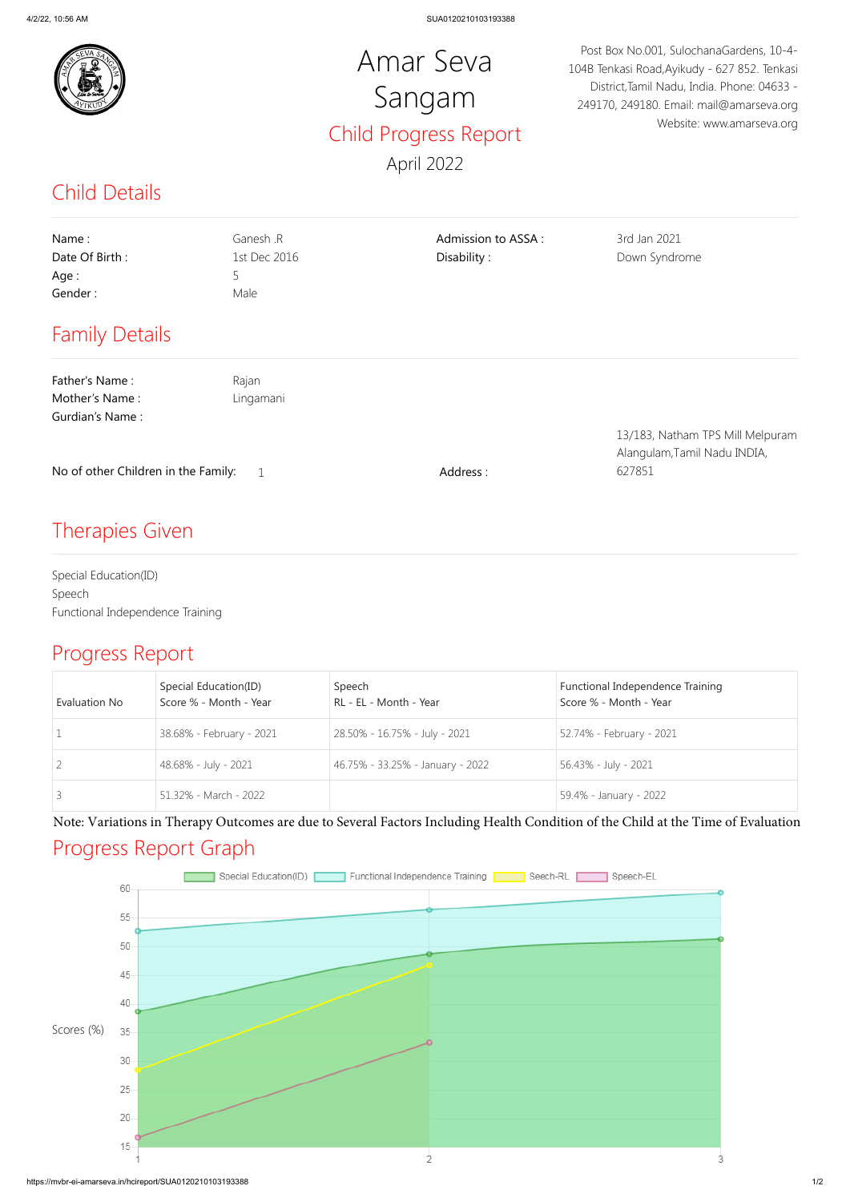# Amar Seva Sangam

Post Box No.001, SulochanaGardens, 10-4-104B Tenkasi Road,Ayikudy - 627 852. Tenkasi District,Tamil Nadu, India. Phone: 04633 - 249170, 249180. Email: mail@amarseva.org Website: www.amarseva.org

## Child Progress Report

April 2022

## Child Details

| | | | |
|---|---|---|---|
| Name : | Ganesh .R | Admission to ASSA : | 3rd Jan 2021 |
| Date Of Birth : | 1st Dec 2016 | Disability : | Down Syndrome |
| Age : | 5 | | |
| Gender : | Male | | |

## Family Details

| | |
|---|---|
| Father's Name : | Rajan |
| Mother's Name : | Lingamani |
| Gurdian's Name : | |

No of other Children in the Family: 1

Address : 13/183, Natham TPS Mill Melpuram Alangulam,Tamil Nadu INDIA, 627851

## Therapies Given

Special Education(ID)
Speech
Functional Independence Training

## Progress Report

| Evaluation No | Special Education(ID) Score % - Month - Year | Speech RL - EL - Month - Year | Functional Independence Training Score % - Month - Year |
|---|---|---|---|
| 1 | 38.68% - February - 2021 | 28.50% - 16.75% - July - 2021 | 52.74% - February - 2021 |
| 2 | 48.68% - July - 2021 | 46.75% - 33.25% - January - 2022 | 56.43% - July - 2021 |
| 3 | 51.32% - March - 2022 | | 59.4% - January - 2022 |

Note: Variations in Therapy Outcomes are due to Several Factors Including Health Condition of the Child at the Time of Evaluation

## Progress Report Graph

Special Education(ID)
Functional Independence Training
Seech-RL
Speech-EL

Scores (%)

60
55
50
45
40
35
30
25
20
15

1
2
3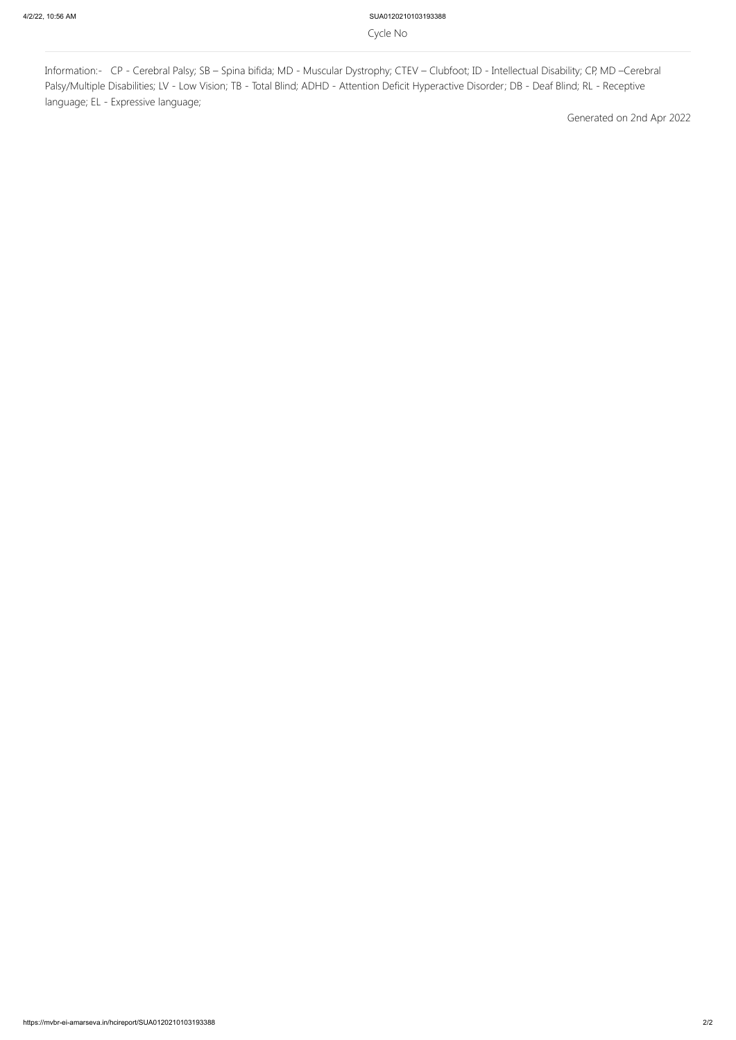Cycle No

Information:- CP - Cerebral Palsy; SB – Spina bifida; MD - Muscular Dystrophy; CTEV – Clubfoot; ID - Intellectual Disability; CP, MD –Cerebral Palsy/Multiple Disabilities; LV - Low Vision; TB - Total Blind; ADHD - Attention Deficit Hyperactive Disorder; DB - Deaf Blind; RL - Receptive language; EL - Expressive language;

Generated on 2nd Apr 2022